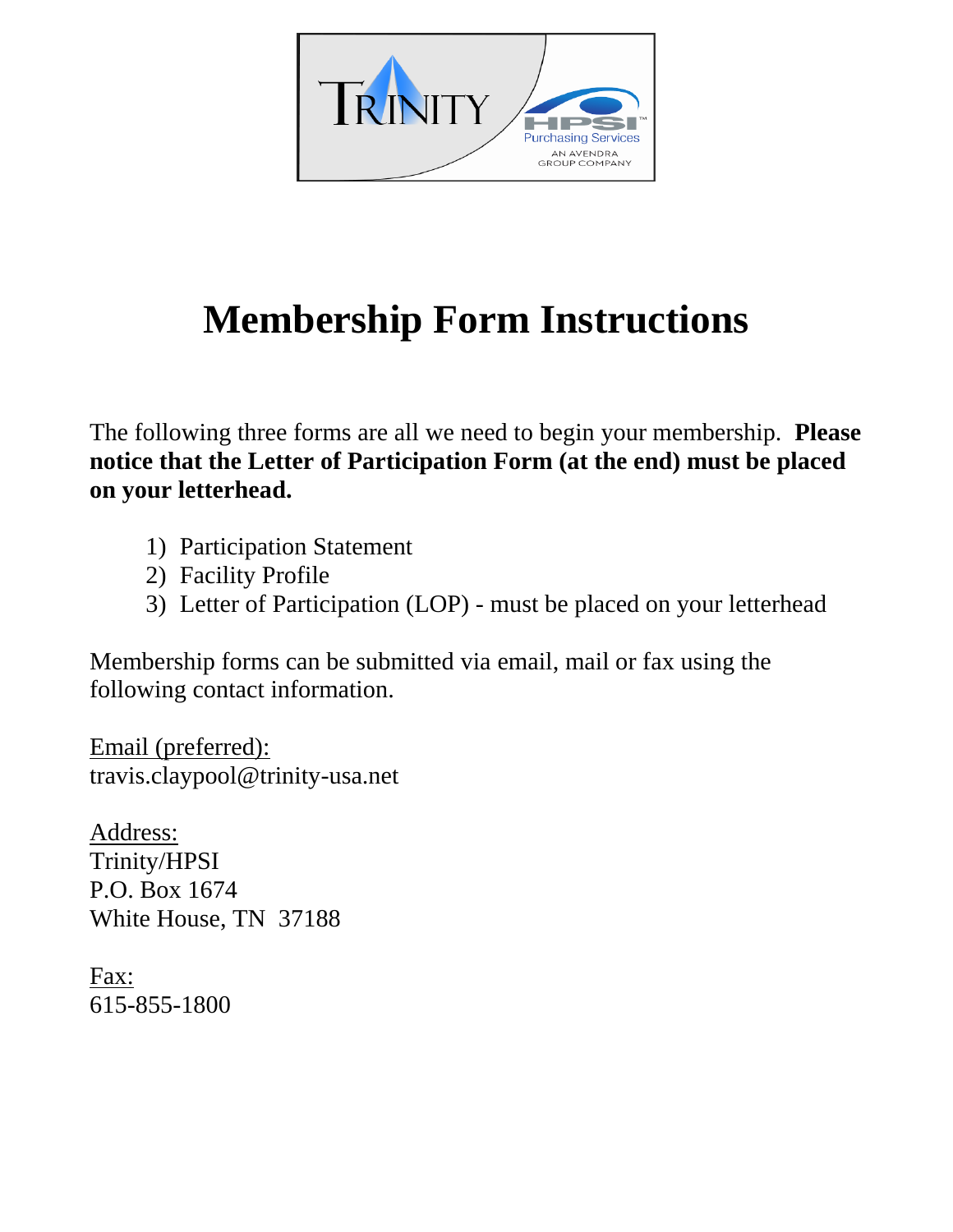# Membership Form Instructions

The following three forms are all we need to begin your membership. **Please notice that the Letter of Participation Form (at the end) must be placed on your letterhead.**

1) Participation Statement
2) Facility Profile
3) Letter of Participation (LOP) - must be placed on your letterhead

Membership forms can be submitted via email, mail or fax using the following contact information.

Email (preferred):
travis.claypool@trinity-usa.net

Address:
Trinity/HPSI
P.O. Box 1674
White House, TN 37188

Fax:
615-855-1800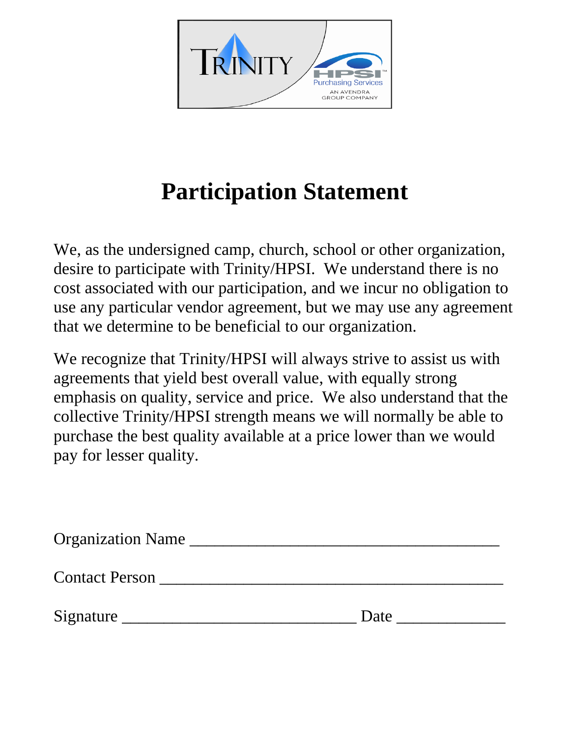# Participation Statement

We, as the undersigned camp, church, school or other organization, desire to participate with Trinity/HPSI. We understand there is no cost associated with our participation, and we incur no obligation to use any particular vendor agreement, but we may use any agreement that we determine to be beneficial to our organization.

We recognize that Trinity/HPSI will always strive to assist us with agreements that yield best overall value, with equally strong emphasis on quality, service and price. We also understand that the collective Trinity/HPSI strength means we will normally be able to purchase the best quality available at a price lower than we would pay for lesser quality.

Organization Name ______________________________________

Contact Person __________________________________________

Signature _____________________________ Date _____________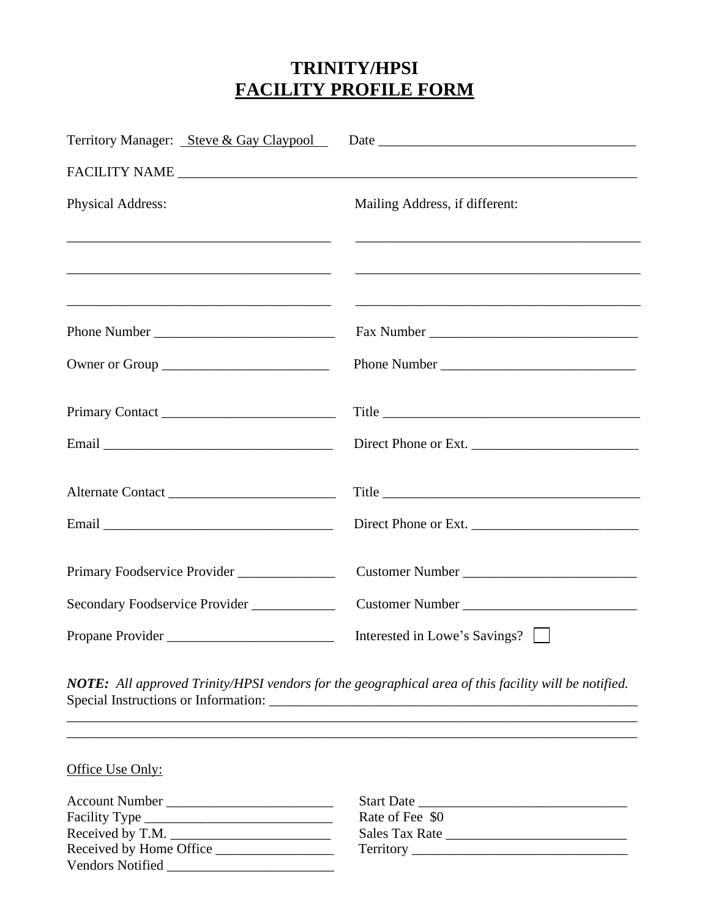# TRINITY/HPSI
# FACILITY PROFILE FORM

Territory Manager: Steve & Gay Claypool Date ____________________________________

FACILITY NAME ____________________________________________________________________

Physical Address: Mailing Address, if different:

______________________________________ ________________________________________

______________________________________ ________________________________________

______________________________________ ________________________________________

Phone Number __________________________ Fax Number ______________________________

Owner or Group ________________________ Phone Number ____________________________

Primary Contact ________________________ Title _____________________________________

Email _________________________________ Direct Phone or Ext. ________________________

Alternate Contact _______________________ Title _____________________________________

Email _________________________________ Direct Phone or Ext. ________________________

Primary Foodservice Provider ______________ Customer Number _________________________

Secondary Foodservice Provider ____________ Customer Number _________________________

Propane Provider ________________________ Interested in Lowe's Savings? ☐

***NOTE:** All approved Trinity/HPSI vendors for the geographical area of this facility will be notified.*

Special Instructions or Information: ______________________________________________________

__________________________________________________________________________________

__________________________________________________________________________________

Office Use Only:

Account Number ________________________ Start Date _______________________________

Facility Type ___________________________ Rate of Fee $0

Received by T.M. _______________________ Sales Tax Rate ___________________________

Received by Home Office ________________ Territory _______________________________

Vendors Notified ________________________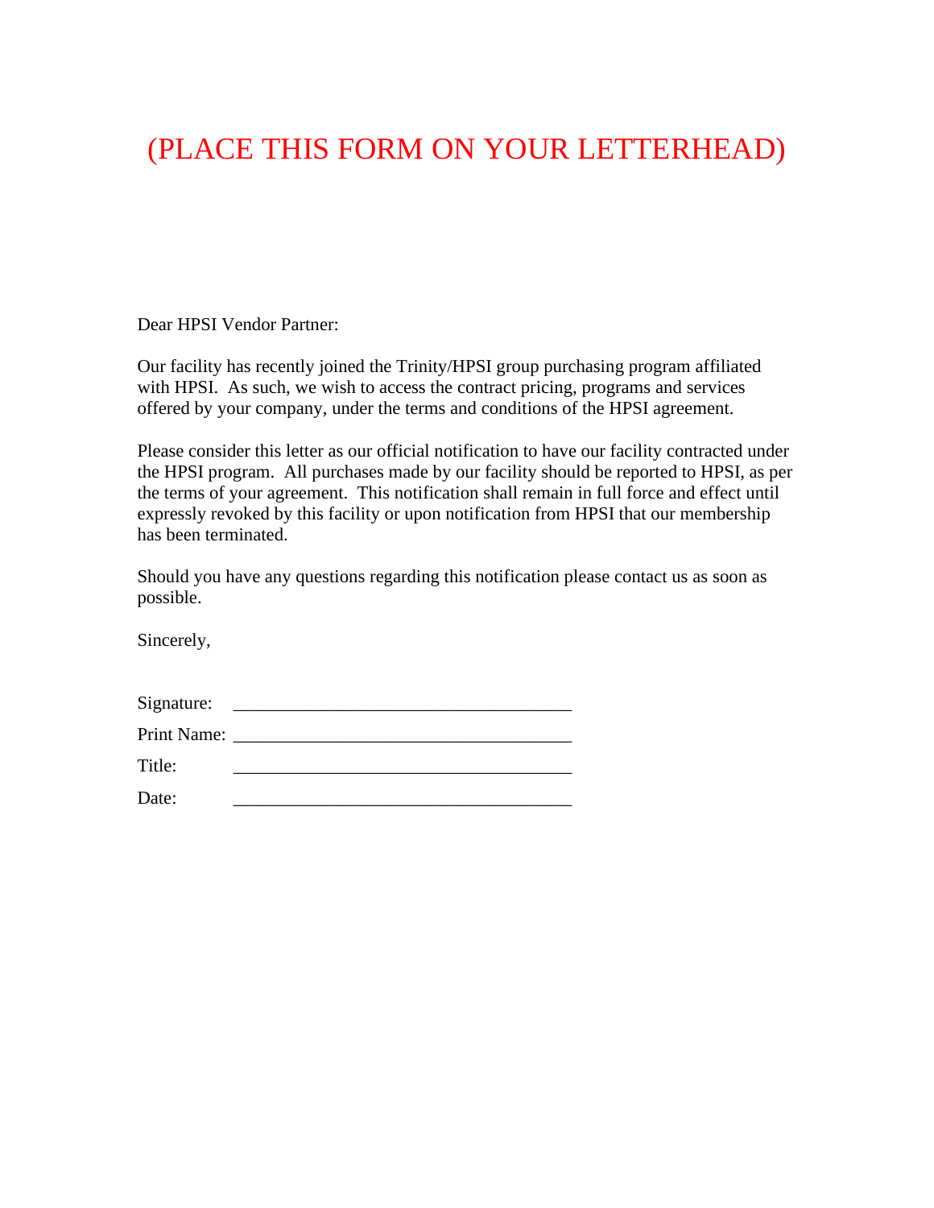# (PLACE THIS FORM ON YOUR LETTERHEAD)

Dear HPSI Vendor Partner:

Our facility has recently joined the Trinity/HPSI group purchasing program affiliated with HPSI. As such, we wish to access the contract pricing, programs and services offered by your company, under the terms and conditions of the HPSI agreement.

Please consider this letter as our official notification to have our facility contracted under the HPSI program. All purchases made by our facility should be reported to HPSI, as per the terms of your agreement. This notification shall remain in full force and effect until expressly revoked by this facility or upon notification from HPSI that our membership has been terminated.

Should you have any questions regarding this notification please contact us as soon as possible.

Sincerely,

Signature: ______________________________________

Print Name: ______________________________________

Title: ______________________________________

Date: ______________________________________